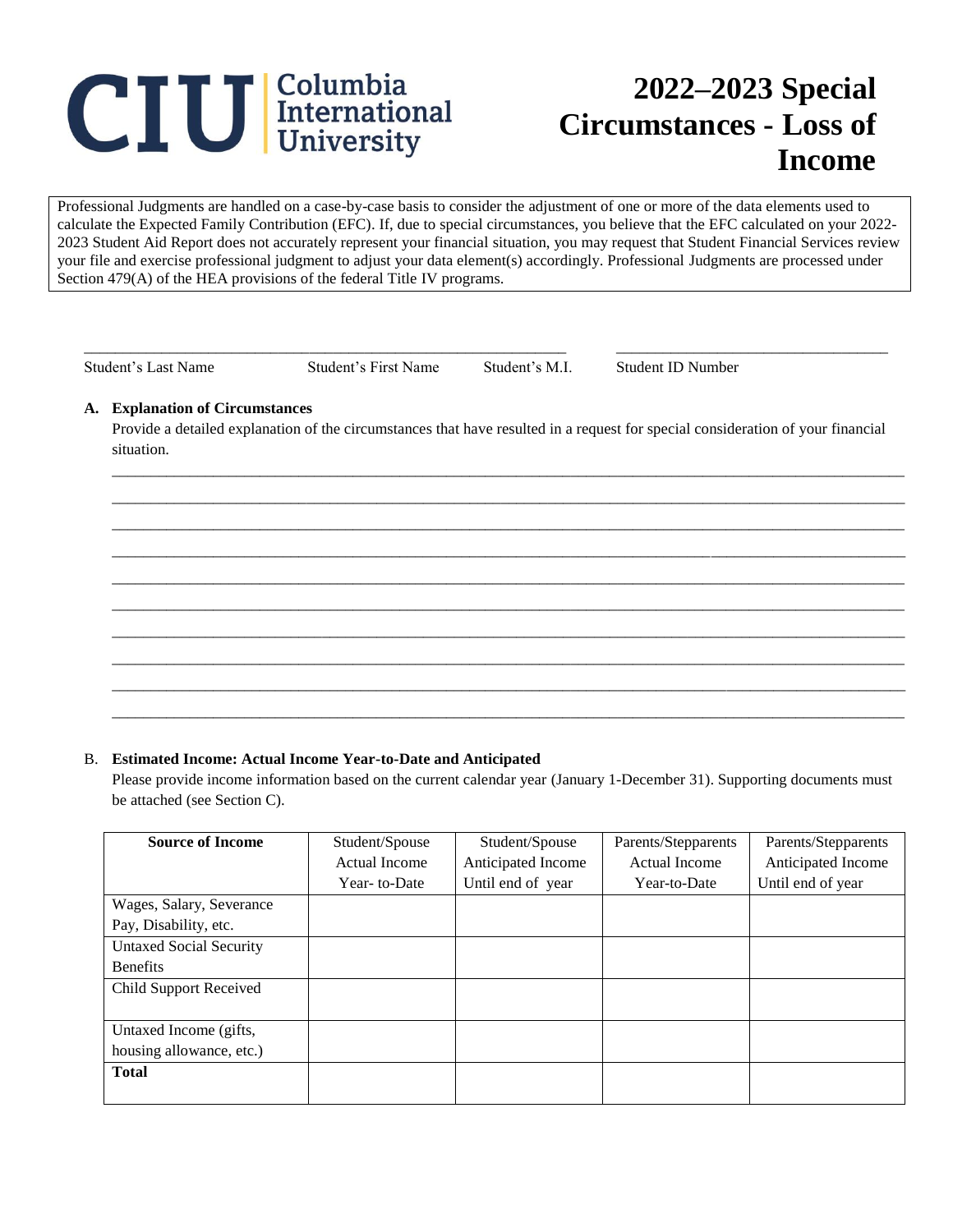# CIU Columbia International University

# 2022–2023 Special Circumstances - Loss of Income

Professional Judgments are handled on a case-by-case basis to consider the adjustment of one or more of the data elements used to calculate the Expected Family Contribution (EFC). If, due to special circumstances, you believe that the EFC calculated on your 2022-2023 Student Aid Report does not accurately represent your financial situation, you may request that Student Financial Services review your file and exercise professional judgment to adjust your data element(s) accordingly. Professional Judgments are processed under Section 479(A) of the HEA provisions of the federal Title IV programs.

\_\_\_\_\_\_\_\_\_\_\_\_\_\_\_\_\_\_\_\_\_\_\_\_\_\_\_\_\_\_\_\_\_\_\_\_\_\_\_\_\_\_\_\_\_\_\_\_\_\_\_\_\_\_\_\_\_\_\_\_ \_\_\_\_\_\_\_\_\_\_\_\_\_\_\_\_\_\_\_\_\_\_\_\_\_\_\_\_\_\_\_\_\_\_\_\_

Student's Last Name Student's First Name Student's M.I. Student ID Number

**A. Explanation of Circumstances**

Provide a detailed explanation of the circumstances that have resulted in a request for special consideration of your financial situation.

\_\_\_\_\_\_\_\_\_\_\_\_\_\_\_\_\_\_\_\_\_\_\_\_\_\_\_\_\_\_\_\_\_\_\_\_\_\_\_\_\_\_\_\_\_\_\_\_\_\_\_\_\_\_\_\_\_\_\_\_\_\_\_\_\_\_\_\_\_\_\_\_\_\_\_\_\_\_\_\_\_\_\_\_\_\_\_\_\_\_\_\_\_\_

\_\_\_\_\_\_\_\_\_\_\_\_\_\_\_\_\_\_\_\_\_\_\_\_\_\_\_\_\_\_\_\_\_\_\_\_\_\_\_\_\_\_\_\_\_\_\_\_\_\_\_\_\_\_\_\_\_\_\_\_\_\_\_\_\_\_\_\_\_\_\_\_\_\_\_\_\_\_\_\_\_\_\_\_\_\_\_\_\_\_\_\_\_\_

\_\_\_\_\_\_\_\_\_\_\_\_\_\_\_\_\_\_\_\_\_\_\_\_\_\_\_\_\_\_\_\_\_\_\_\_\_\_\_\_\_\_\_\_\_\_\_\_\_\_\_\_\_\_\_\_\_\_\_\_\_\_\_\_\_\_\_\_\_\_\_\_\_\_\_\_\_\_\_\_\_\_\_\_\_\_\_\_\_\_\_\_\_\_

\_\_\_\_\_\_\_\_\_\_\_\_\_\_\_\_\_\_\_\_\_\_\_\_\_\_\_\_\_\_\_\_\_\_\_\_\_\_\_\_\_\_\_\_\_\_\_\_\_\_\_\_\_\_\_\_\_\_\_\_\_\_\_\_\_\_\_\_\_\_\_\_\_\_\_\_\_\_\_\_\_\_\_\_\_\_\_\_\_\_\_\_\_\_

\_\_\_\_\_\_\_\_\_\_\_\_\_\_\_\_\_\_\_\_\_\_\_\_\_\_\_\_\_\_\_\_\_\_\_\_\_\_\_\_\_\_\_\_\_\_\_\_\_\_\_\_\_\_\_\_\_\_\_\_\_\_\_\_\_\_\_\_\_\_\_\_\_\_\_\_\_\_\_\_\_\_\_\_\_\_\_\_\_\_\_\_\_\_

\_\_\_\_\_\_\_\_\_\_\_\_\_\_\_\_\_\_\_\_\_\_\_\_\_\_\_\_\_\_\_\_\_\_\_\_\_\_\_\_\_\_\_\_\_\_\_\_\_\_\_\_\_\_\_\_\_\_\_\_\_\_\_\_\_\_\_\_\_\_\_\_\_\_\_\_\_\_\_\_\_\_\_\_\_\_\_\_\_\_\_\_\_\_

\_\_\_\_\_\_\_\_\_\_\_\_\_\_\_\_\_\_\_\_\_\_\_\_\_\_\_\_\_\_\_\_\_\_\_\_\_\_\_\_\_\_\_\_\_\_\_\_\_\_\_\_\_\_\_\_\_\_\_\_\_\_\_\_\_\_\_\_\_\_\_\_\_\_\_\_\_\_\_\_\_\_\_\_\_\_\_\_\_\_\_\_\_\_

\_\_\_\_\_\_\_\_\_\_\_\_\_\_\_\_\_\_\_\_\_\_\_\_\_\_\_\_\_\_\_\_\_\_\_\_\_\_\_\_\_\_\_\_\_\_\_\_\_\_\_\_\_\_\_\_\_\_\_\_\_\_\_\_\_\_\_\_\_\_\_\_\_\_\_\_\_\_\_\_\_\_\_\_\_\_\_\_\_\_\_\_\_\_

\_\_\_\_\_\_\_\_\_\_\_\_\_\_\_\_\_\_\_\_\_\_\_\_\_\_\_\_\_\_\_\_\_\_\_\_\_\_\_\_\_\_\_\_\_\_\_\_\_\_\_\_\_\_\_\_\_\_\_\_\_\_\_\_\_\_\_\_\_\_\_\_\_\_\_\_\_\_\_\_\_\_\_\_\_\_\_\_\_\_\_\_\_\_

\_\_\_\_\_\_\_\_\_\_\_\_\_\_\_\_\_\_\_\_\_\_\_\_\_\_\_\_\_\_\_\_\_\_\_\_\_\_\_\_\_\_\_\_\_\_\_\_\_\_\_\_\_\_\_\_\_\_\_\_\_\_\_\_\_\_\_\_\_\_\_\_\_\_\_\_\_\_\_\_\_\_\_\_\_\_\_\_\_\_\_\_\_\_

B. **Estimated Income: Actual Income Year-to-Date and Anticipated**

Please provide income information based on the current calendar year (January 1-December 31). Supporting documents must be attached (see Section C).

| **Source of Income** | Student/Spouse Actual Income Year- to-Date | Student/Spouse Anticipated Income Until end of year | Parents/Stepparents Actual Income Year-to-Date | Parents/Stepparents Anticipated Income Until end of year |
|---|---|---|---|---|
| Wages, Salary, Severance Pay, Disability, etc. | | | | |
| Untaxed Social Security Benefits | | | | |
| Child Support Received | | | | |
| Untaxed Income (gifts, housing allowance, etc.) | | | | |
| **Total** | | | | |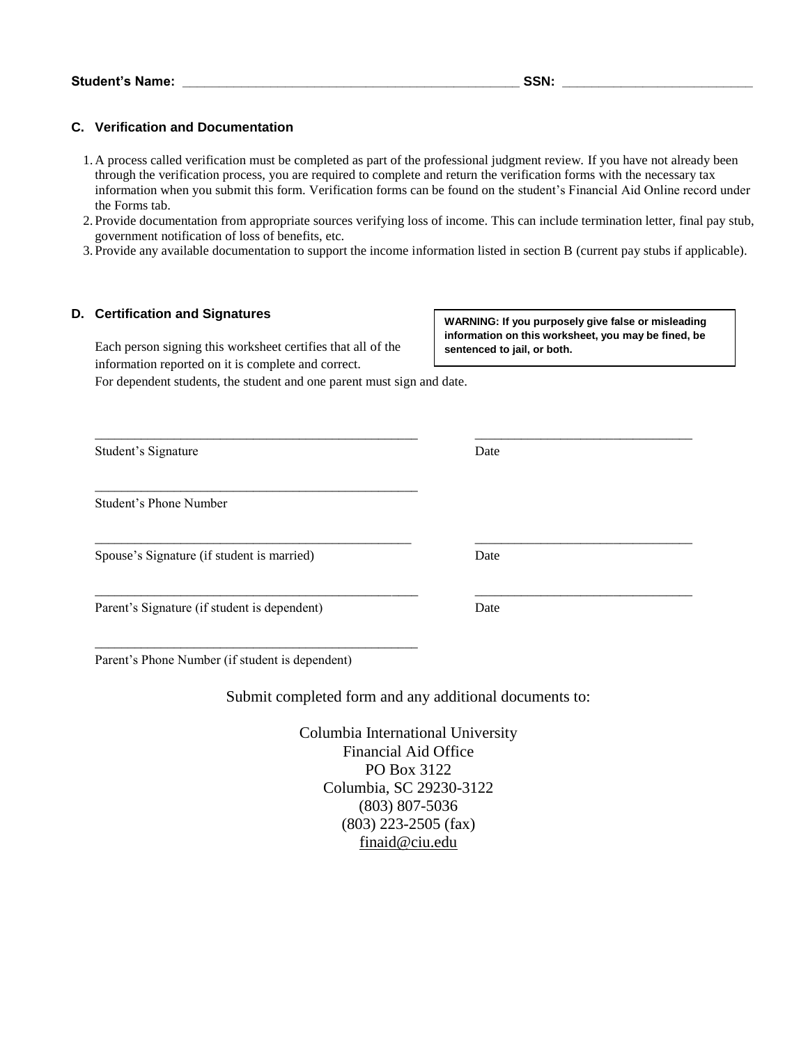**Student's Name:** ______________________________________________ **SSN:** __________________________

### C. Verification and Documentation

1. A process called verification must be completed as part of the professional judgment review. If you have not already been through the verification process, you are required to complete and return the verification forms with the necessary tax information when you submit this form. Verification forms can be found on the student's Financial Aid Online record under the Forms tab.
2. Provide documentation from appropriate sources verifying loss of income. This can include termination letter, final pay stub, government notification of loss of benefits, etc.
3. Provide any available documentation to support the income information listed in section B (current pay stubs if applicable).

### D. Certification and Signatures

**WARNING: If you purposely give false or misleading information on this worksheet, you may be fined, be sentenced to jail, or both.**

Each person signing this worksheet certifies that all of the information reported on it is complete and correct.
For dependent students, the student and one parent must sign and date.

______________________________________________ ______________________________
Student's Signature Date

______________________________________________
Student's Phone Number

______________________________________________ ______________________________
Spouse's Signature (if student is married) Date

______________________________________________ ______________________________
Parent's Signature (if student is dependent) Date

______________________________________________
Parent's Phone Number (if student is dependent)

Submit completed form and any additional documents to:

Columbia International University
Financial Aid Office
PO Box 3122
Columbia, SC 29230-3122
(803) 807-5036
(803) 223-2505 (fax)
finaid@ciu.edu